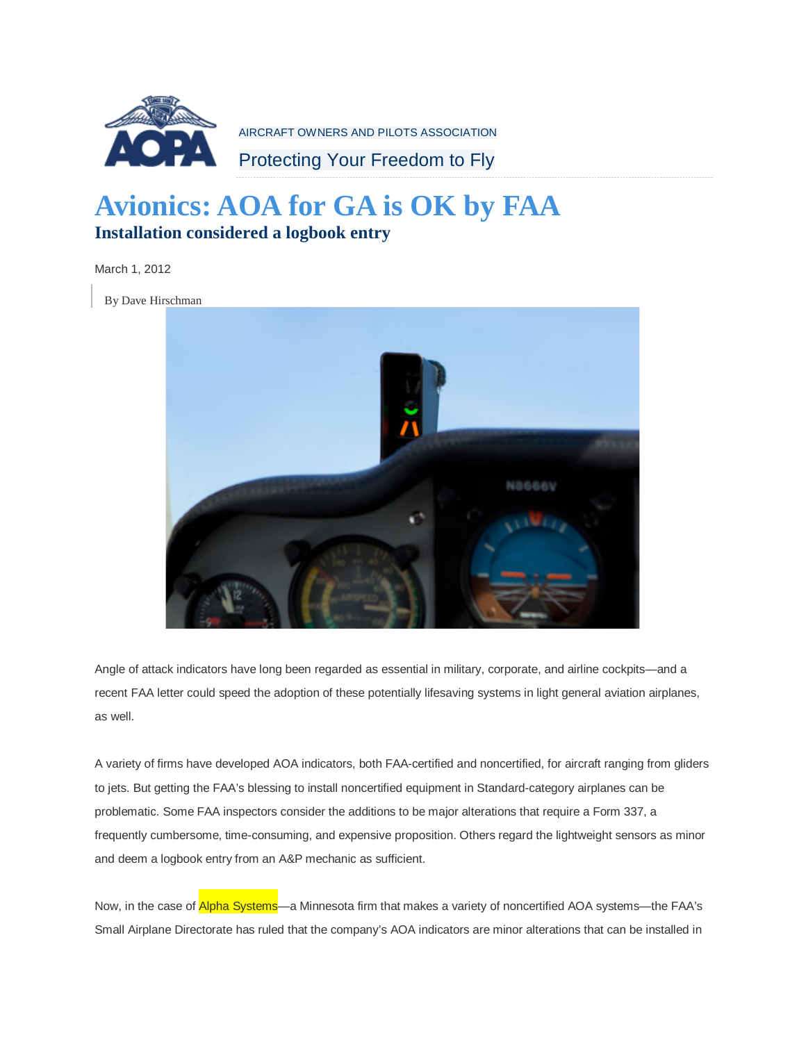AIRCRAFT OWNERS AND PILOTS ASSOCIATION

Protecting Your Freedom to Fly

# Avionics: AOA for GA is OK by FAA

## Installation considered a logbook entry

March 1, 2012

By Dave Hirschman

Angle of attack indicators have long been regarded as essential in military, corporate, and airline cockpits—and a recent FAA letter could speed the adoption of these potentially lifesaving systems in light general aviation airplanes, as well.

A variety of firms have developed AOA indicators, both FAA-certified and noncertified, for aircraft ranging from gliders to jets. But getting the FAA's blessing to install noncertified equipment in Standard-category airplanes can be problematic. Some FAA inspectors consider the additions to be major alterations that require a Form 337, a frequently cumbersome, time-consuming, and expensive proposition. Others regard the lightweight sensors as minor and deem a logbook entry from an A&P mechanic as sufficient.

Now, in the case of Alpha Systems—a Minnesota firm that makes a variety of noncertified AOA systems—the FAA's Small Airplane Directorate has ruled that the company's AOA indicators are minor alterations that can be installed in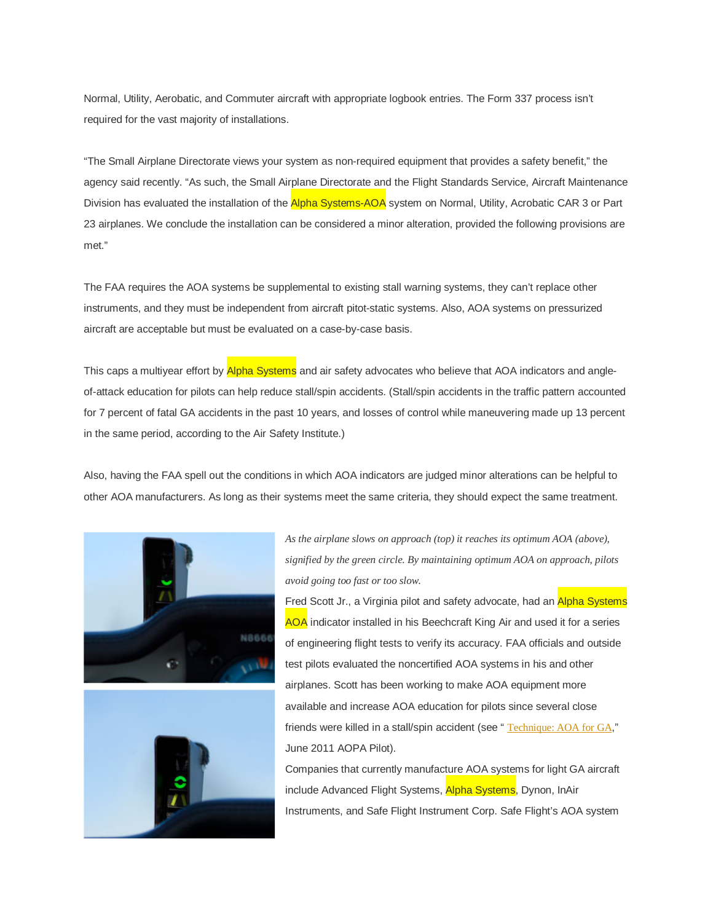Normal, Utility, Aerobatic, and Commuter aircraft with appropriate logbook entries. The Form 337 process isn't required for the vast majority of installations.

"The Small Airplane Directorate views your system as non-required equipment that provides a safety benefit," the agency said recently. "As such, the Small Airplane Directorate and the Flight Standards Service, Aircraft Maintenance Division has evaluated the installation of the Alpha Systems-AOA system on Normal, Utility, Acrobatic CAR 3 or Part 23 airplanes. We conclude the installation can be considered a minor alteration, provided the following provisions are met."

The FAA requires the AOA systems be supplemental to existing stall warning systems, they can't replace other instruments, and they must be independent from aircraft pitot-static systems. Also, AOA systems on pressurized aircraft are acceptable but must be evaluated on a case-by-case basis.

This caps a multiyear effort by Alpha Systems and air safety advocates who believe that AOA indicators and angle-of-attack education for pilots can help reduce stall/spin accidents. (Stall/spin accidents in the traffic pattern accounted for 7 percent of fatal GA accidents in the past 10 years, and losses of control while maneuvering made up 13 percent in the same period, according to the Air Safety Institute.)

Also, having the FAA spell out the conditions in which AOA indicators are judged minor alterations can be helpful to other AOA manufacturers. As long as their systems meet the same criteria, they should expect the same treatment.

*As the airplane slows on approach (top) it reaches its optimum AOA (above), signified by the green circle. By maintaining optimum AOA on approach, pilots avoid going too fast or too slow.*

Fred Scott Jr., a Virginia pilot and safety advocate, had an Alpha Systems AOA indicator installed in his Beechcraft King Air and used it for a series of engineering flight tests to verify its accuracy. FAA officials and outside test pilots evaluated the noncertified AOA systems in his and other airplanes. Scott has been working to make AOA equipment more available and increase AOA education for pilots since several close friends were killed in a stall/spin accident (see " Technique: AOA for GA," June 2011 AOPA Pilot).

Companies that currently manufacture AOA systems for light GA aircraft include Advanced Flight Systems, Alpha Systems, Dynon, InAir Instruments, and Safe Flight Instrument Corp. Safe Flight's AOA system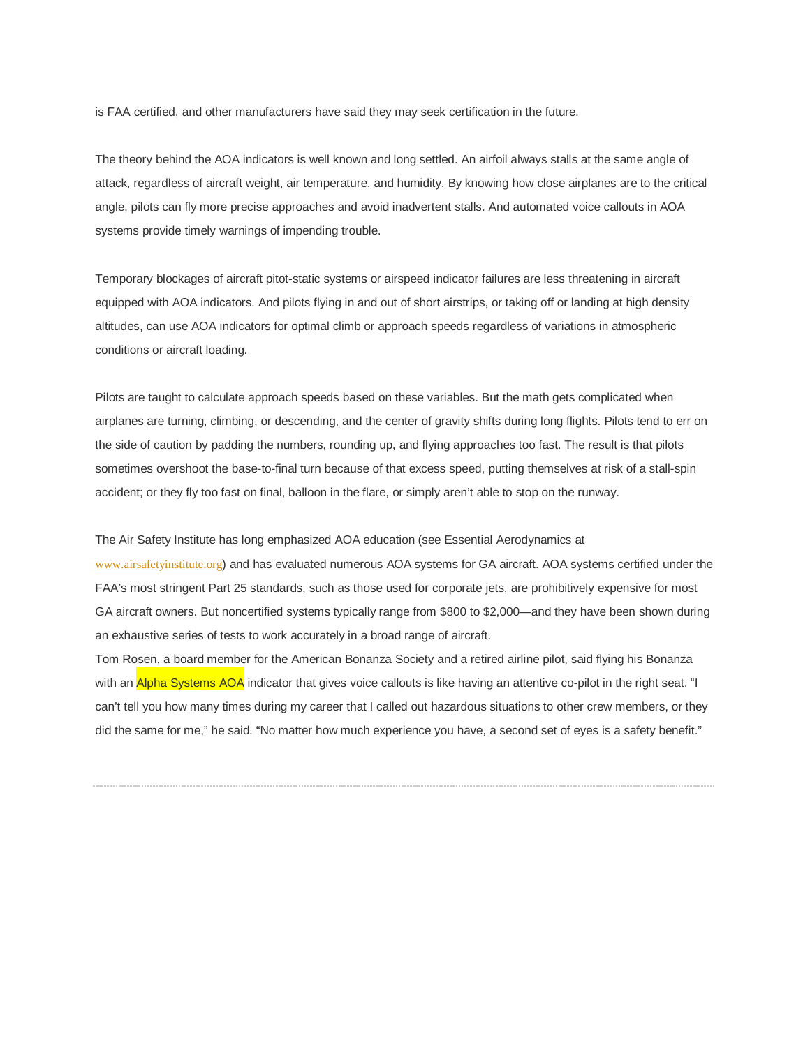is FAA certified, and other manufacturers have said they may seek certification in the future.

The theory behind the AOA indicators is well known and long settled. An airfoil always stalls at the same angle of attack, regardless of aircraft weight, air temperature, and humidity. By knowing how close airplanes are to the critical angle, pilots can fly more precise approaches and avoid inadvertent stalls. And automated voice callouts in AOA systems provide timely warnings of impending trouble.

Temporary blockages of aircraft pitot-static systems or airspeed indicator failures are less threatening in aircraft equipped with AOA indicators. And pilots flying in and out of short airstrips, or taking off or landing at high density altitudes, can use AOA indicators for optimal climb or approach speeds regardless of variations in atmospheric conditions or aircraft loading.

Pilots are taught to calculate approach speeds based on these variables. But the math gets complicated when airplanes are turning, climbing, or descending, and the center of gravity shifts during long flights. Pilots tend to err on the side of caution by padding the numbers, rounding up, and flying approaches too fast. The result is that pilots sometimes overshoot the base-to-final turn because of that excess speed, putting themselves at risk of a stall-spin accident; or they fly too fast on final, balloon in the flare, or simply aren't able to stop on the runway.

The Air Safety Institute has long emphasized AOA education (see Essential Aerodynamics at www.airsafetyinstitute.org) and has evaluated numerous AOA systems for GA aircraft. AOA systems certified under the FAA's most stringent Part 25 standards, such as those used for corporate jets, are prohibitively expensive for most GA aircraft owners. But noncertified systems typically range from $800 to $2,000—and they have been shown during an exhaustive series of tests to work accurately in a broad range of aircraft.

Tom Rosen, a board member for the American Bonanza Society and a retired airline pilot, said flying his Bonanza with an Alpha Systems AOA indicator that gives voice callouts is like having an attentive co-pilot in the right seat. "I can't tell you how many times during my career that I called out hazardous situations to other crew members, or they did the same for me," he said. "No matter how much experience you have, a second set of eyes is a safety benefit."